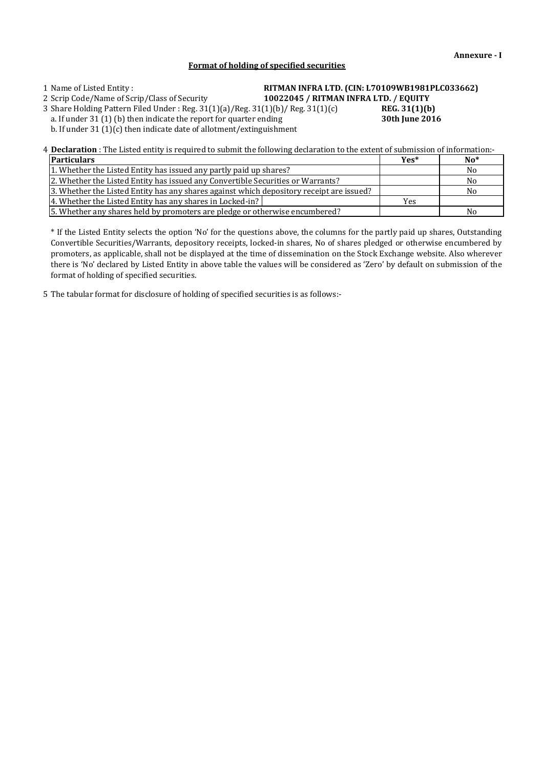**Annexure - I**

**Format of holding of specified securities**

1 Name of Listed Entity : **RITMAN INFRA LTD. (CIN: L70109WB1981PLC033662)**

2 Scrip Code/Name of Scrip/Class of Security **10022045 / RITMAN INFRA LTD. / EQUITY**

3 Share Holding Pattern Filed Under : Reg. 31(1)(a)/Reg. 31(1)(b)/ Reg. 31(1)(c) **REG. 31(1)(b)**

a. If under 31 (1) (b) then indicate the report for quarter ending **30th June 2016**

b. If under 31 (1)(c) then indicate date of allotment/extinguishment

4 **Declaration** : The Listed entity is required to submit the following declaration to the extent of submission of information:-

| Particulars | Yes* | No* |
| --- | --- | --- |
| 1. Whether the Listed Entity has issued any partly paid up shares? | | No |
| 2. Whether the Listed Entity has issued any Convertible Securities or Warrants? | | No |
| 3. Whether the Listed Entity has any shares against which depository receipt are issued? | | No |
| 4. Whether the Listed Entity has any shares in Locked-in? | Yes | |
| 5. Whether any shares held by promoters are pledge or otherwise encumbered? | | No |

* If the Listed Entity selects the option 'No' for the questions above, the columns for the partly paid up shares, Outstanding Convertible Securities/Warrants, depository receipts, locked-in shares, No of shares pledged or otherwise encumbered by promoters, as applicable, shall not be displayed at the time of dissemination on the Stock Exchange website. Also wherever there is 'No' declared by Listed Entity in above table the values will be considered as 'Zero' by default on submission of the format of holding of specified securities.

5 The tabular format for disclosure of holding of specified securities is as follows:-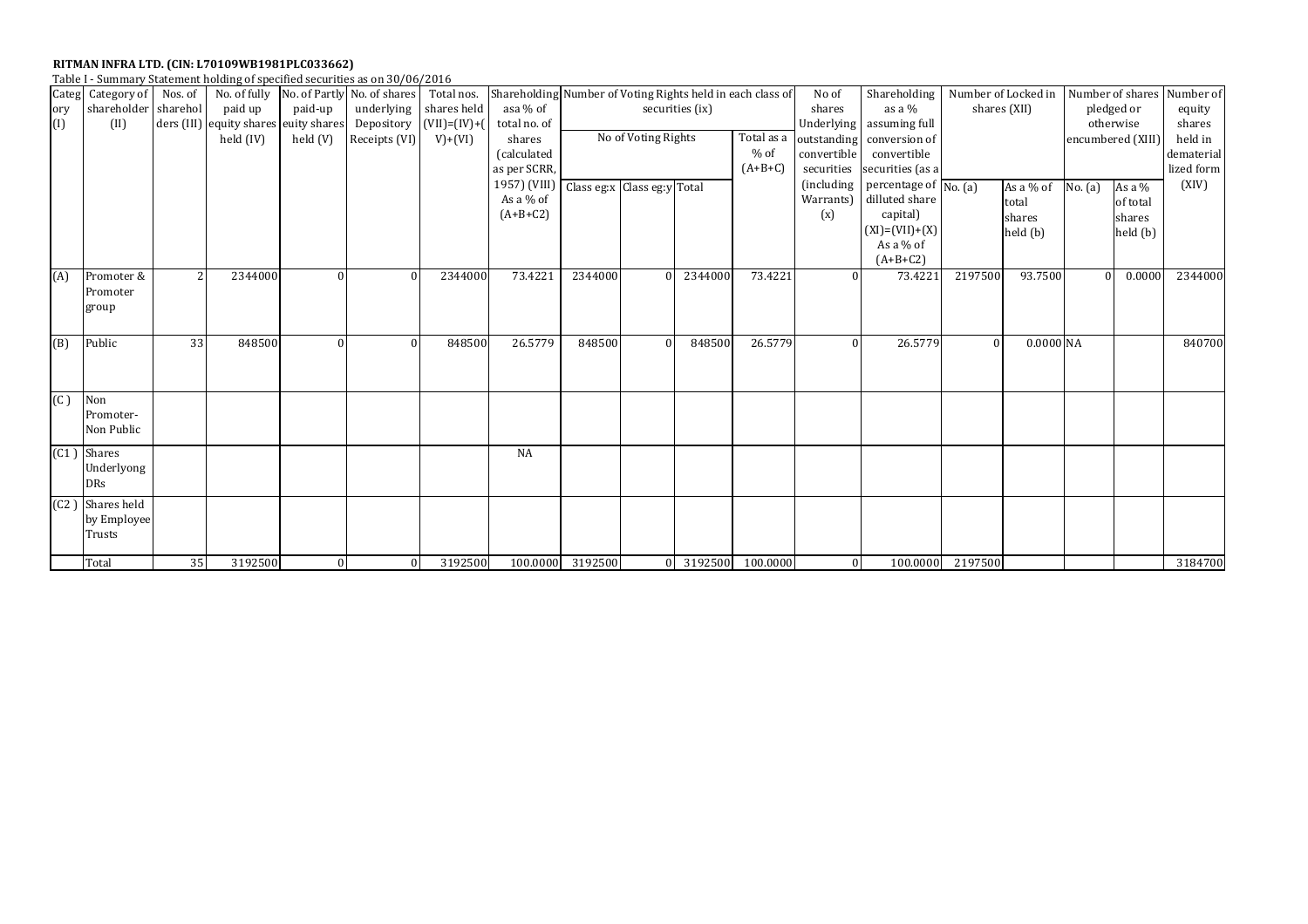**RITMAN INFRA LTD. (CIN: L70109WB1981PLC033662)**

Table I - Summary Statement holding of specified securities as on 30/06/2016

| Category (I) | Category of shareholder (II) | Nos. of shareholders (III) | No. of fully paid up equity shares held (IV) | No. of Partly paid-up euity shares held (V) | No. of shares underlying Depository Receipts (VI) | Total nos. shares held (VII)=(IV)+(V)+(VI) | Shareholding asa % of total no. of shares (calculated as per SCRR, 1957) (VIII) As a % of (A+B+C2) | Number of Voting Rights held in each class of securities (ix) | | | | No of shares Underlying outstanding convertible securities (including Warrants) (x) | Shareholding as a % assuming full conversion of convertible securities (as a percentage of dilluted share capital) (XI)=(VII)+(X) As a % of (A+B+C2) | Number of Locked in shares (XII) | | Number of shares pledged or otherwise encumbered (XIII) | | Number of equity shares held in dematerialized form (XIV) |
|---|---|---|---|---|---|---|---|---|---|---|---|---|---|---|---|---|---|---|
| | | | | | | | | No of Voting Rights | | | Total as a % of (A+B+C) | | | No. (a) | As a % of total shares held (b) | No. (a) | As a % of total shares held (b) | |
| | | | | | | | | Class eg:x | Class eg:y | Total | | | | | | | | |
| (A) | Promoter & Promoter group | 2 | 2344000 | 0 | 0 | 2344000 | 73.4221 | 2344000 | 0 | 2344000 | 73.4221 | 0 | 73.4221 | 2197500 | 93.7500 | 0 | 0.0000 | 2344000 |
| (B) | Public | 33 | 848500 | 0 | 0 | 848500 | 26.5779 | 848500 | 0 | 848500 | 26.5779 | 0 | 26.5779 | 0 | 0.0000 | NA | | 840700 |
| (C ) | Non Promoter-Non Public | | | | | | | | | | | | | | | | | |
| (C1 ) | Shares Underlyong DRs | | | | | | NA | | | | | | | | | | | |
| (C2 ) | Shares held by Employee Trusts | | | | | | | | | | | | | | | | | |
| | Total | 35 | 3192500 | 0 | 0 | 3192500 | 100.0000 | 3192500 | 0 | 3192500 | 100.0000 | 0 | 100.0000 | 2197500 | | | | 3184700 |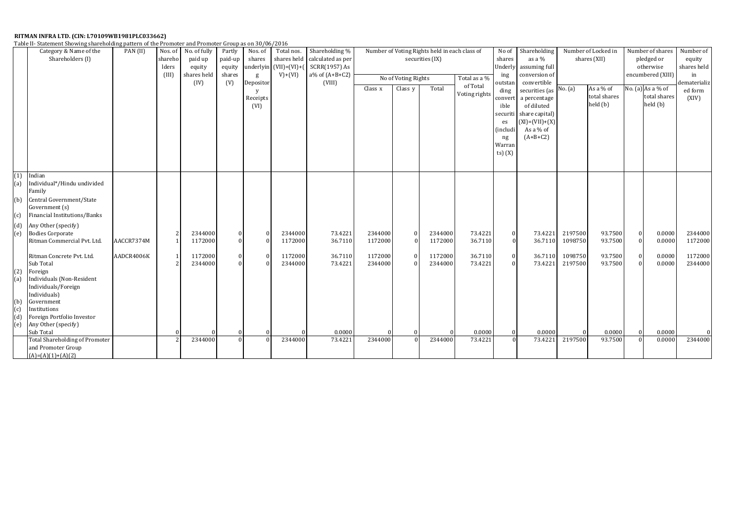**RITMAN INFRA LTD. (CIN: L70109WB1981PLC033662)**

Table II- Statement Showing shareholding pattern of the Promoter and Promoter Group as on 30/06/2016

| | Category & Name of the Shareholders (I) | PAN (II) | Nos. of shareholders (III) | No. of fully paid up equity shares held (IV) | Partly paid-up equity shares (V) | Nos. of shares underlying Depository Receipts (VI) | Total nos. shares held (VII)=(VI)+(V)+(VI) | Shareholding % calculated as per SCRR(1957) As a% of (A+B+C2) (VIII) | Number of Voting Rights held in each class of securities (IX) | | | | No of shares Underlying outstanding convertible securities (including Warrants) (X) | Shareholding as a % assuming full conversion of convertible securities (as a percentage of diluted share capital) (XI)=(VII)+(X) As a % of (A+B+C2) | Number of Locked in shares (XII) | | Number of shares pledged or otherwise encumbered (XIII) | | Number of equity shares held in dematerialized form (XIV) |
|---|---|---|---|---|---|---|---|---|---|---|---|---|---|---|---|---|---|---|---|
| | | | | | | | | | No of Voting Rights | | | Total as a % of Total Voting rights | | | No. (a) | As a % of total shares held (b) | No. (a) | As a % of total shares held (b) | |
| | | | | | | | | | Class x | Class y | Total | | | | | | | | |
| (1) | Indian | | | | | | | | | | | | | | | | | | |
| (a) | Individual*/Hindu undivided Family | | | | | | | | | | | | | | | | | | |
| (b) | Central Government/State Government (s) | | | | | | | | | | | | | | | | | | |
| (c) | Financial Institutions/Banks | | | | | | | | | | | | | | | | | | |
| (d) | Any Other (specify) | | | | | | | | | | | | | | | | | | |
| (e) | Bodies Corporate | | 2 | 2344000 | 0 | 0 | 2344000 | 73.4221 | 2344000 | 0 | 2344000 | 73.4221 | 0 | 73.4221 | 2197500 | 93.7500 | 0 | 0.0000 | 2344000 |
| | Ritman Commercial Pvt. Ltd. | AACCR7374M | 1 | 1172000 | 0 | 0 | 1172000 | 36.7110 | 1172000 | 0 | 1172000 | 36.7110 | 0 | 36.7110 | 1098750 | 93.7500 | 0 | 0.0000 | 1172000 |
| | Ritman Concrete Pvt. Ltd. | AADCR4006K | 1 | 1172000 | 0 | 0 | 1172000 | 36.7110 | 1172000 | 0 | 1172000 | 36.7110 | 0 | 36.7110 | 1098750 | 93.7500 | 0 | 0.0000 | 1172000 |
| | Sub Total | | 2 | 2344000 | 0 | 0 | 2344000 | 73.4221 | 2344000 | 0 | 2344000 | 73.4221 | 0 | 73.4221 | 2197500 | 93.7500 | 0 | 0.0000 | 2344000 |
| (2) | Foreign | | | | | | | | | | | | | | | | | | |
| (a) | Individuals (Non-Resident Individuals/Foreign Individuals) | | | | | | | | | | | | | | | | | | |
| (b) | Government | | | | | | | | | | | | | | | | | | |
| (c) | Institutions | | | | | | | | | | | | | | | | | | |
| (d) | Foreign Portfolio Investor | | | | | | | | | | | | | | | | | | |
| (e) | Any Other (specify) | | | | | | | | | | | | | | | | | | |
| | Sub Total | | 0 | 0 | 0 | 0 | 0 | 0.0000 | 0 | 0 | 0 | 0.0000 | 0 | 0.0000 | 0 | 0.0000 | 0 | 0.0000 | 0 |
| | Total Shareholding of Promoter and Promoter Group (A)=(A)(1)+(A)(2) | | 2 | 2344000 | 0 | 0 | 2344000 | 73.4221 | 2344000 | 0 | 2344000 | 73.4221 | 0 | 73.4221 | 2197500 | 93.7500 | 0 | 0.0000 | 2344000 |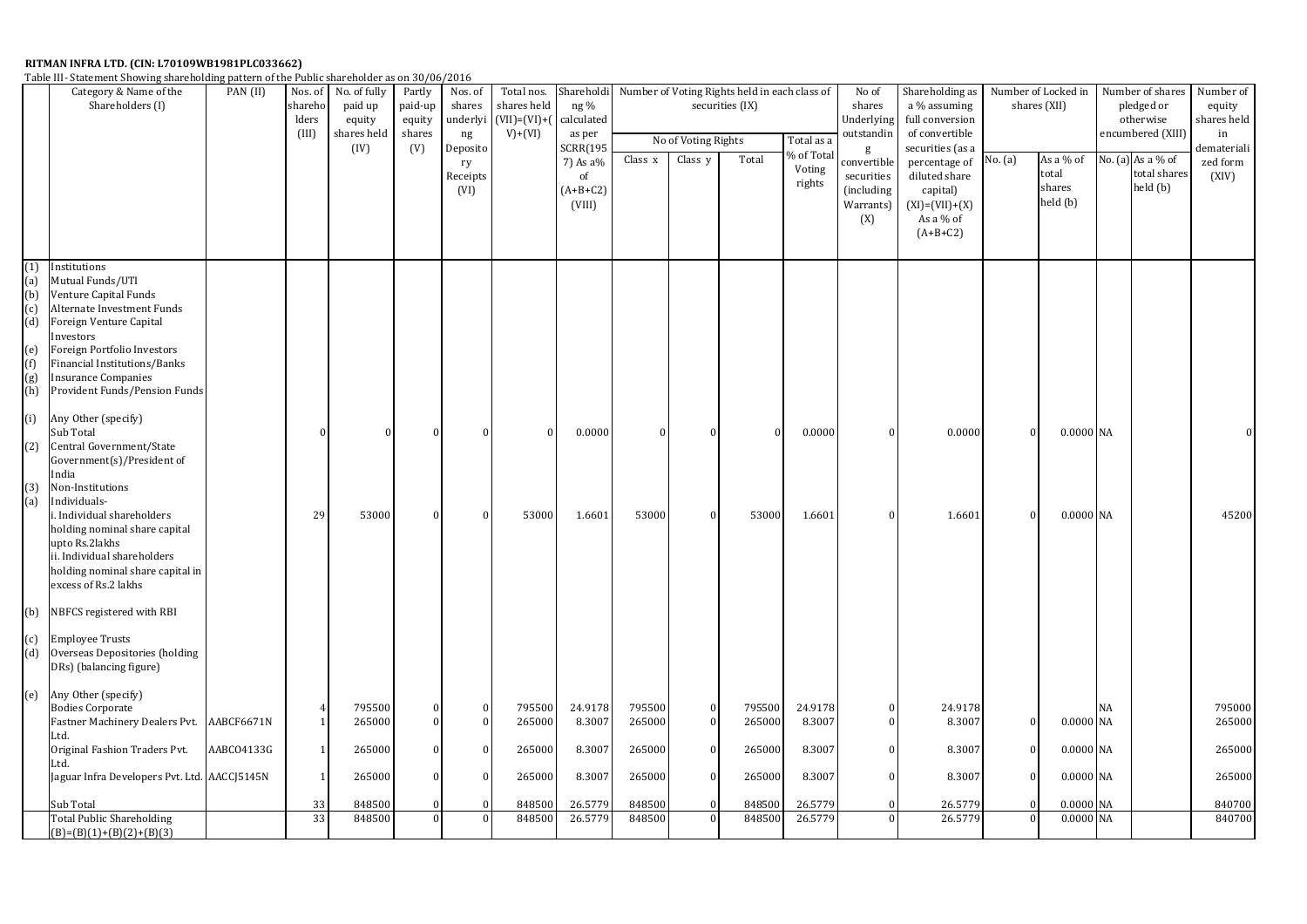**RITMAN INFRA LTD. (CIN: L70109WB1981PLC033662)**

Table III- Statement Showing shareholding pattern of the Public shareholder as on 30/06/2016

| | Category & Name of the Shareholders (I) | PAN (II) | Nos. of shareholders (III) | No. of fully paid up equity shares held (IV) | Partly paid-up equity shares (V) | Nos. of shares underlying Depository Receipts (VI) | Total nos. shares held (VII)=(VI)+(V)+(VI) | Shareholding % calculated as per SCRR(1957) As a% of (A+B+C2) (VIII) | Number of Voting Rights held in each class of securities (IX) | | | | No of shares Underlying outstanding convertible securities (including Warrants) (X) | Shareholding as a % assuming full conversion of convertible securities (as a percentage of diluted share capital) (XI)=(VII)+(X) As a % of (A+B+C2) | Number of Locked in shares (XII) | | Number of shares pledged or otherwise encumbered (XIII) | | Number of equity shares held in dematerialized form (XIV) |
|---|---|---|---|---|---|---|---|---|---|---|---|---|---|---|---|---|---|---|---|
| | | | | | | | | | No of Voting Rights | | | Total as a % of Total Voting rights | | | No. (a) | As a % of total shares held (b) | No. (a) | As a % of total shares held (b) | |
| | | | | | | | | | Class x | Class y | Total | | | | | | | | |
| (1) | Institutions | | | | | | | | | | | | | | | | | | |
| (a) | Mutual Funds/UTI | | | | | | | | | | | | | | | | | | |
| (b) | Venture Capital Funds | | | | | | | | | | | | | | | | | | |
| (c) | Alternate Investment Funds | | | | | | | | | | | | | | | | | | |
| (d) | Foreign Venture Capital Investors | | | | | | | | | | | | | | | | | | |
| (e) | Foreign Portfolio Investors | | | | | | | | | | | | | | | | | | |
| (f) | Financial Institutions/Banks | | | | | | | | | | | | | | | | | | |
| (g) | Insurance Companies | | | | | | | | | | | | | | | | | | |
| (h) | Provident Funds/Pension Funds | | | | | | | | | | | | | | | | | | |
| (i) | Any Other (specify) | | | | | | | | | | | | | | | | | | |
| | Sub Total | | 0 | 0 | 0 | 0 | 0 | 0.0000 | 0 | 0 | 0 | 0.0000 | 0 | 0.0000 | 0 | 0.0000 | NA | | 0 |
| (2) | Central Government/State Government(s)/President of India | | | | | | | | | | | | | | | | | | |
| (3) | Non-Institutions | | | | | | | | | | | | | | | | | | |
| (a) | Individuals- | | | | | | | | | | | | | | | | | | |
| | i. Individual shareholders holding nominal share capital upto Rs.2lakhs | | 29 | 53000 | 0 | 0 | 53000 | 1.6601 | 53000 | 0 | 53000 | 1.6601 | 0 | 1.6601 | 0 | 0.0000 | NA | | 45200 |
| | ii. Individual shareholders holding nominal share capital in excess of Rs.2 lakhs | | | | | | | | | | | | | | | | | | |
| (b) | NBFCS registered with RBI | | | | | | | | | | | | | | | | | | |
| (c) | Employee Trusts | | | | | | | | | | | | | | | | | | |
| (d) | Overseas Depositories (holding DRs) (balancing figure) | | | | | | | | | | | | | | | | | | |
| (e) | Any Other (specify) | | | | | | | | | | | | | | | | | | |
| | Bodies Corporate | | 4 | 795500 | 0 | 0 | 795500 | 24.9178 | 795500 | 0 | 795500 | 24.9178 | 0 | 24.9178 | | | NA | | 795000 |
| | Fastner Machinery Dealers Pvt. Ltd. | AABCF6671N | 1 | 265000 | 0 | 0 | 265000 | 8.3007 | 265000 | 0 | 265000 | 8.3007 | 0 | 8.3007 | 0 | 0.0000 | NA | | 265000 |
| | Original Fashion Traders Pvt. Ltd. | AABCO4133G | 1 | 265000 | 0 | 0 | 265000 | 8.3007 | 265000 | 0 | 265000 | 8.3007 | 0 | 8.3007 | 0 | 0.0000 | NA | | 265000 |
| | Jaguar Infra Developers Pvt. Ltd. | AACCJ5145N | 1 | 265000 | 0 | 0 | 265000 | 8.3007 | 265000 | 0 | 265000 | 8.3007 | 0 | 8.3007 | 0 | 0.0000 | NA | | 265000 |
| | Sub Total | | 33 | 848500 | 0 | 0 | 848500 | 26.5779 | 848500 | 0 | 848500 | 26.5779 | 0 | 26.5779 | 0 | 0.0000 | NA | | 840700 |
| | Total Public Shareholding (B)=(B)(1)+(B)(2)+(B)(3) | | 33 | 848500 | 0 | 0 | 848500 | 26.5779 | 848500 | 0 | 848500 | 26.5779 | 0 | 26.5779 | 0 | 0.0000 | NA | | 840700 |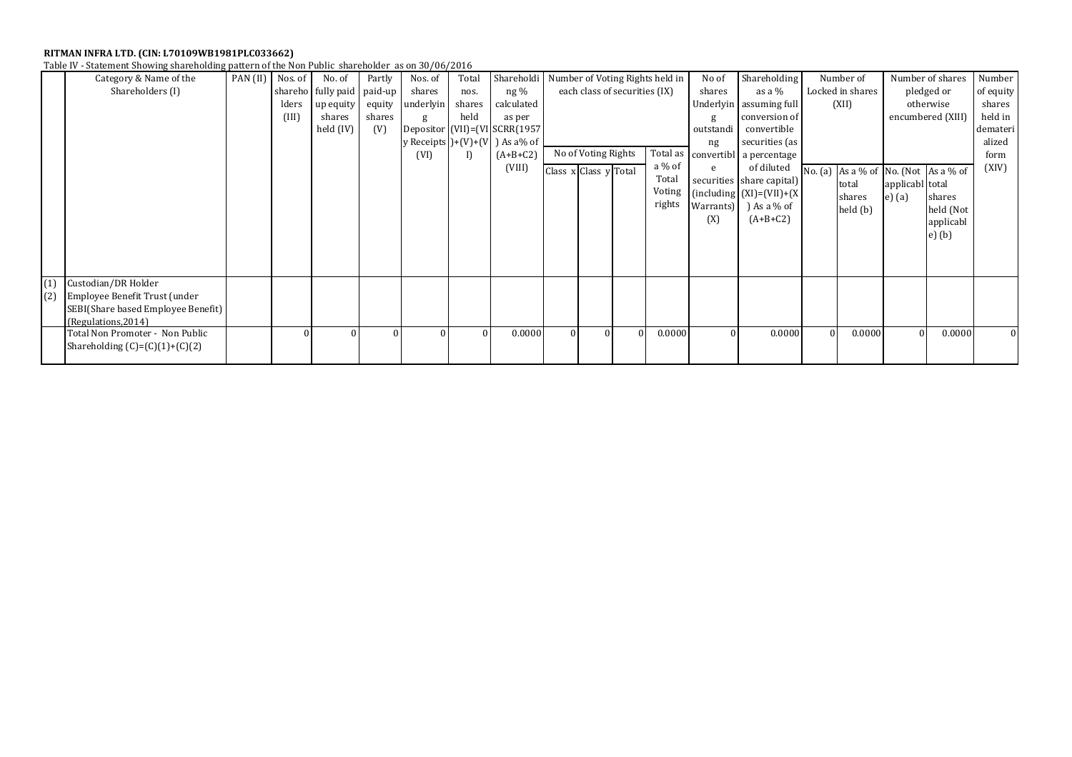**RITMAN INFRA LTD. (CIN: L70109WB1981PLC033662)**

Table IV - Statement Showing shareholding pattern of the Non Public shareholder as on 30/06/2016

| | Category & Name of the Shareholders (I) | PAN (II) | Nos. of shareholders (III) | No. of fully paid up equity shares held (IV) | Partly paid-up equity shares (V) | Nos. of shares underlying Depository Receipts (VI) | Total nos. shares held (VII)=(IV)+(V)+(VI) | Shareholding % calculated as per SCRR(1957) As a% of (A+B+C2) (VIII) | Number of Voting Rights held in each class of securities (IX) | | | | No of shares Underlying outstanding convertible securities (including Warrants) (X) | Shareholding as a % assuming full conversion of convertible securities (as a percentage of diluted share capital) (XI)=(VII)+(X) As a % of (A+B+C2) | Number of Locked in shares (XII) | | Number of shares pledged or otherwise encumbered (XIII) | | Number of equity shares held in dematerialized form (XIV) |
|---|---|---|---|---|---|---|---|---|---|---|---|---|---|---|---|---|---|---|---|
| | | | | | | | | | No of Voting Rights | | | Total as a % of Total Voting rights | | | | | | | |
| | | | | | | | | | Class x | Class y | Total | | | | No. (a) | As a % of total shares held (b) | No. (Not applicable) (a) | As a % of total shares held (Not applicable) (b) | |
| (1) | Custodian/DR Holder | | | | | | | | | | | | | | | | | | |
| (2) | Employee Benefit Trust (under SEBI(Share based Employee Benefit) (Regulations,2014) | | | | | | | | | | | | | | | | | | |
| | Total Non Promoter - Non Public Shareholding (C)=(C)(1)+(C)(2) | | 0 | 0 | 0 | 0 | 0 | 0.0000 | 0 | 0 | 0 | 0.0000 | 0 | 0.0000 | 0 | 0.0000 | 0 | 0.0000 | 0 |